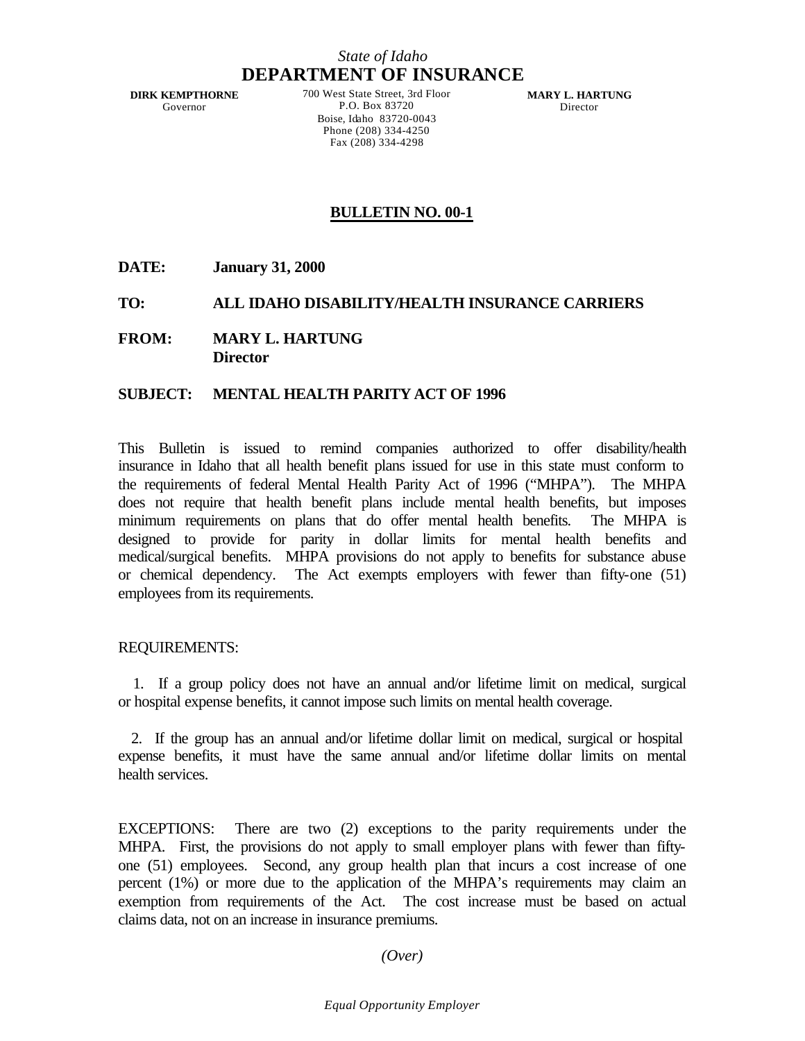*State of Idaho*

# DEPARTMENT OF INSURANCE

**DIRK KEMPTHORNE**
Governor

700 West State Street, 3rd Floor
P.O. Box 83720
Boise, Idaho 83720-0043
Phone (208) 334-4250
Fax (208) 334-4298

**MARY L. HARTUNG**
Director

## BULLETIN NO. 00-1

**DATE:** **January 31, 2000**

**TO:** **ALL IDAHO DISABILITY/HEALTH INSURANCE CARRIERS**

**FROM:** **MARY L. HARTUNG**
**Director**

**SUBJECT:** **MENTAL HEALTH PARITY ACT OF 1996**

This Bulletin is issued to remind companies authorized to offer disability/health insurance in Idaho that all health benefit plans issued for use in this state must conform to the requirements of federal Mental Health Parity Act of 1996 ("MHPA"). The MHPA does not require that health benefit plans include mental health benefits, but imposes minimum requirements on plans that do offer mental health benefits. The MHPA is designed to provide for parity in dollar limits for mental health benefits and medical/surgical benefits. MHPA provisions do not apply to benefits for substance abuse or chemical dependency. The Act exempts employers with fewer than fifty-one (51) employees from its requirements.

REQUIREMENTS:

1. If a group policy does not have an annual and/or lifetime limit on medical, surgical or hospital expense benefits, it cannot impose such limits on mental health coverage.

2. If the group has an annual and/or lifetime dollar limit on medical, surgical or hospital expense benefits, it must have the same annual and/or lifetime dollar limits on mental health services.

EXCEPTIONS: There are two (2) exceptions to the parity requirements under the MHPA. First, the provisions do not apply to small employer plans with fewer than fifty-one (51) employees. Second, any group health plan that incurs a cost increase of one percent (1%) or more due to the application of the MHPA's requirements may claim an exemption from requirements of the Act. The cost increase must be based on actual claims data, not on an increase in insurance premiums.

*(Over)*

*Equal Opportunity Employer*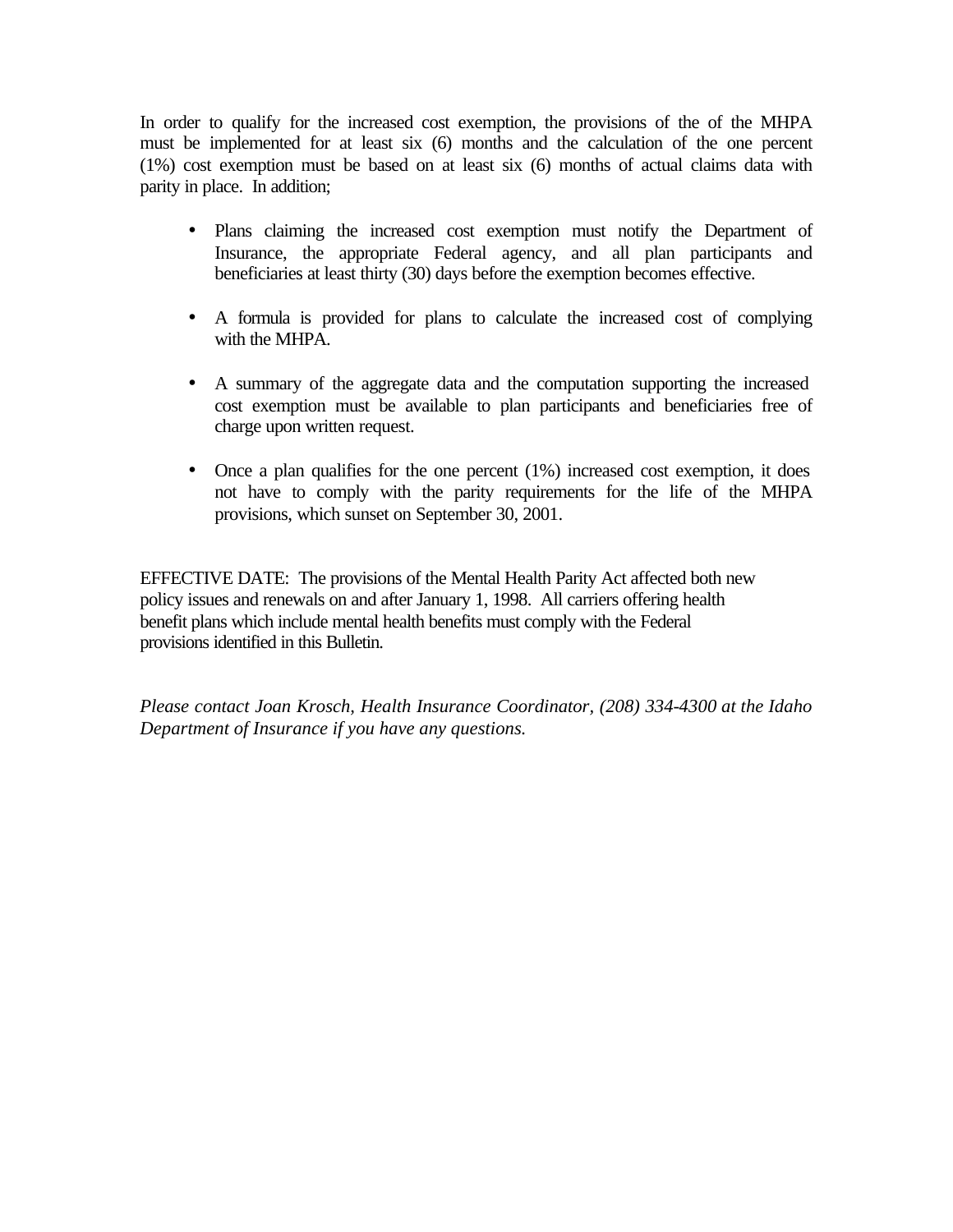In order to qualify for the increased cost exemption, the provisions of the of the MHPA must be implemented for at least six (6) months and the calculation of the one percent (1%) cost exemption must be based on at least six (6) months of actual claims data with parity in place. In addition;

- Plans claiming the increased cost exemption must notify the Department of Insurance, the appropriate Federal agency, and all plan participants and beneficiaries at least thirty (30) days before the exemption becomes effective.

- A formula is provided for plans to calculate the increased cost of complying with the MHPA.

- A summary of the aggregate data and the computation supporting the increased cost exemption must be available to plan participants and beneficiaries free of charge upon written request.

- Once a plan qualifies for the one percent (1%) increased cost exemption, it does not have to comply with the parity requirements for the life of the MHPA provisions, which sunset on September 30, 2001.

EFFECTIVE DATE: The provisions of the Mental Health Parity Act affected both new policy issues and renewals on and after January 1, 1998. All carriers offering health benefit plans which include mental health benefits must comply with the Federal provisions identified in this Bulletin.

*Please contact Joan Krosch, Health Insurance Coordinator, (208) 334-4300 at the Idaho Department of Insurance if you have any questions.*